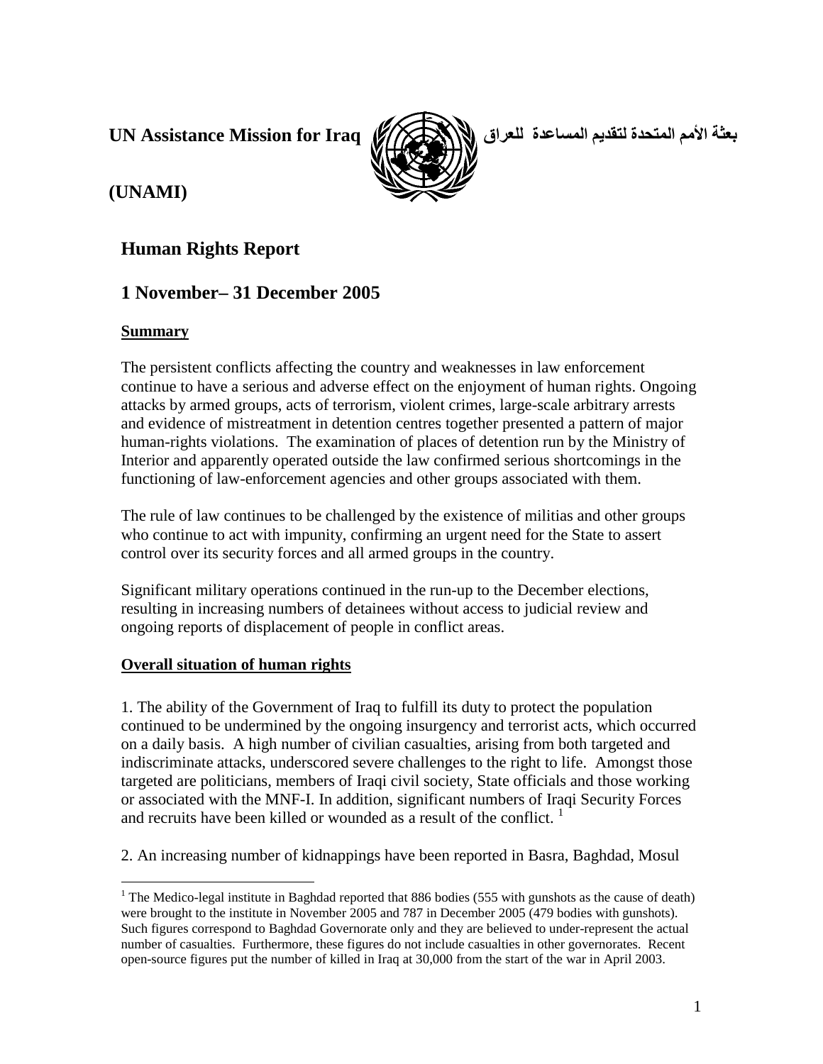**UN Assistance Mission for Iraq** **بعثة الأمم المتحدة لتقديم المساعدة للعراق**

**(UNAMI)**

# Human Rights Report

# 1 November– 31 December 2005

## Summary

The persistent conflicts affecting the country and weaknesses in law enforcement continue to have a serious and adverse effect on the enjoyment of human rights. Ongoing attacks by armed groups, acts of terrorism, violent crimes, large-scale arbitrary arrests and evidence of mistreatment in detention centres together presented a pattern of major human-rights violations. The examination of places of detention run by the Ministry of Interior and apparently operated outside the law confirmed serious shortcomings in the functioning of law-enforcement agencies and other groups associated with them.

The rule of law continues to be challenged by the existence of militias and other groups who continue to act with impunity, confirming an urgent need for the State to assert control over its security forces and all armed groups in the country.

Significant military operations continued in the run-up to the December elections, resulting in increasing numbers of detainees without access to judicial review and ongoing reports of displacement of people in conflict areas.

## Overall situation of human rights

1. The ability of the Government of Iraq to fulfill its duty to protect the population continued to be undermined by the ongoing insurgency and terrorist acts, which occurred on a daily basis. A high number of civilian casualties, arising from both targeted and indiscriminate attacks, underscored severe challenges to the right to life. Amongst those targeted are politicians, members of Iraqi civil society, State officials and those working or associated with the MNF-I. In addition, significant numbers of Iraqi Security Forces and recruits have been killed or wounded as a result of the conflict. [1]

2. An increasing number of kidnappings have been reported in Basra, Baghdad, Mosul

[1] The Medico-legal institute in Baghdad reported that 886 bodies (555 with gunshots as the cause of death) were brought to the institute in November 2005 and 787 in December 2005 (479 bodies with gunshots). Such figures correspond to Baghdad Governorate only and they are believed to under-represent the actual number of casualties. Furthermore, these figures do not include casualties in other governorates. Recent open-source figures put the number of killed in Iraq at 30,000 from the start of the war in April 2003.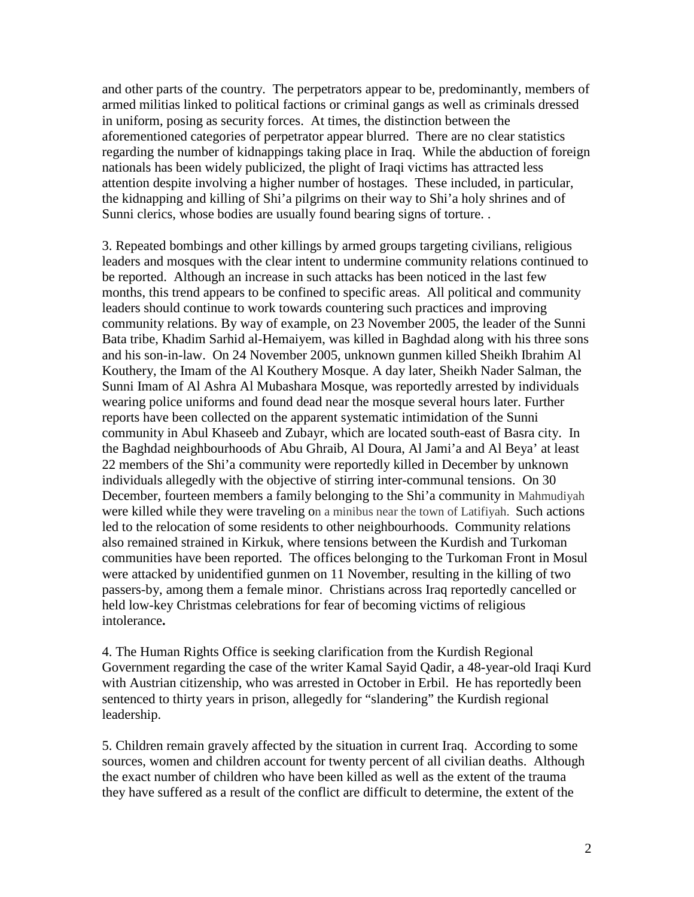and other parts of the country. The perpetrators appear to be, predominantly, members of armed militias linked to political factions or criminal gangs as well as criminals dressed in uniform, posing as security forces. At times, the distinction between the aforementioned categories of perpetrator appear blurred. There are no clear statistics regarding the number of kidnappings taking place in Iraq. While the abduction of foreign nationals has been widely publicized, the plight of Iraqi victims has attracted less attention despite involving a higher number of hostages. These included, in particular, the kidnapping and killing of Shi'a pilgrims on their way to Shi'a holy shrines and of Sunni clerics, whose bodies are usually found bearing signs of torture. .

3. Repeated bombings and other killings by armed groups targeting civilians, religious leaders and mosques with the clear intent to undermine community relations continued to be reported. Although an increase in such attacks has been noticed in the last few months, this trend appears to be confined to specific areas. All political and community leaders should continue to work towards countering such practices and improving community relations. By way of example, on 23 November 2005, the leader of the Sunni Bata tribe, Khadim Sarhid al-Hemaiyem, was killed in Baghdad along with his three sons and his son-in-law. On 24 November 2005, unknown gunmen killed Sheikh Ibrahim Al Kouthery, the Imam of the Al Kouthery Mosque. A day later, Sheikh Nader Salman, the Sunni Imam of Al Ashra Al Mubashara Mosque, was reportedly arrested by individuals wearing police uniforms and found dead near the mosque several hours later. Further reports have been collected on the apparent systematic intimidation of the Sunni community in Abul Khaseeb and Zubayr, which are located south-east of Basra city. In the Baghdad neighbourhoods of Abu Ghraib, Al Doura, Al Jami'a and Al Beya' at least 22 members of the Shi'a community were reportedly killed in December by unknown individuals allegedly with the objective of stirring inter-communal tensions. On 30 December, fourteen members a family belonging to the Shi'a community in Mahmudiyah were killed while they were traveling on a minibus near the town of Latifiyah. Such actions led to the relocation of some residents to other neighbourhoods. Community relations also remained strained in Kirkuk, where tensions between the Kurdish and Turkoman communities have been reported. The offices belonging to the Turkoman Front in Mosul were attacked by unidentified gunmen on 11 November, resulting in the killing of two passers-by, among them a female minor. Christians across Iraq reportedly cancelled or held low-key Christmas celebrations for fear of becoming victims of religious intolerance**.**

4. The Human Rights Office is seeking clarification from the Kurdish Regional Government regarding the case of the writer Kamal Sayid Qadir, a 48-year-old Iraqi Kurd with Austrian citizenship, who was arrested in October in Erbil. He has reportedly been sentenced to thirty years in prison, allegedly for "slandering" the Kurdish regional leadership.

5. Children remain gravely affected by the situation in current Iraq. According to some sources, women and children account for twenty percent of all civilian deaths. Although the exact number of children who have been killed as well as the extent of the trauma they have suffered as a result of the conflict are difficult to determine, the extent of the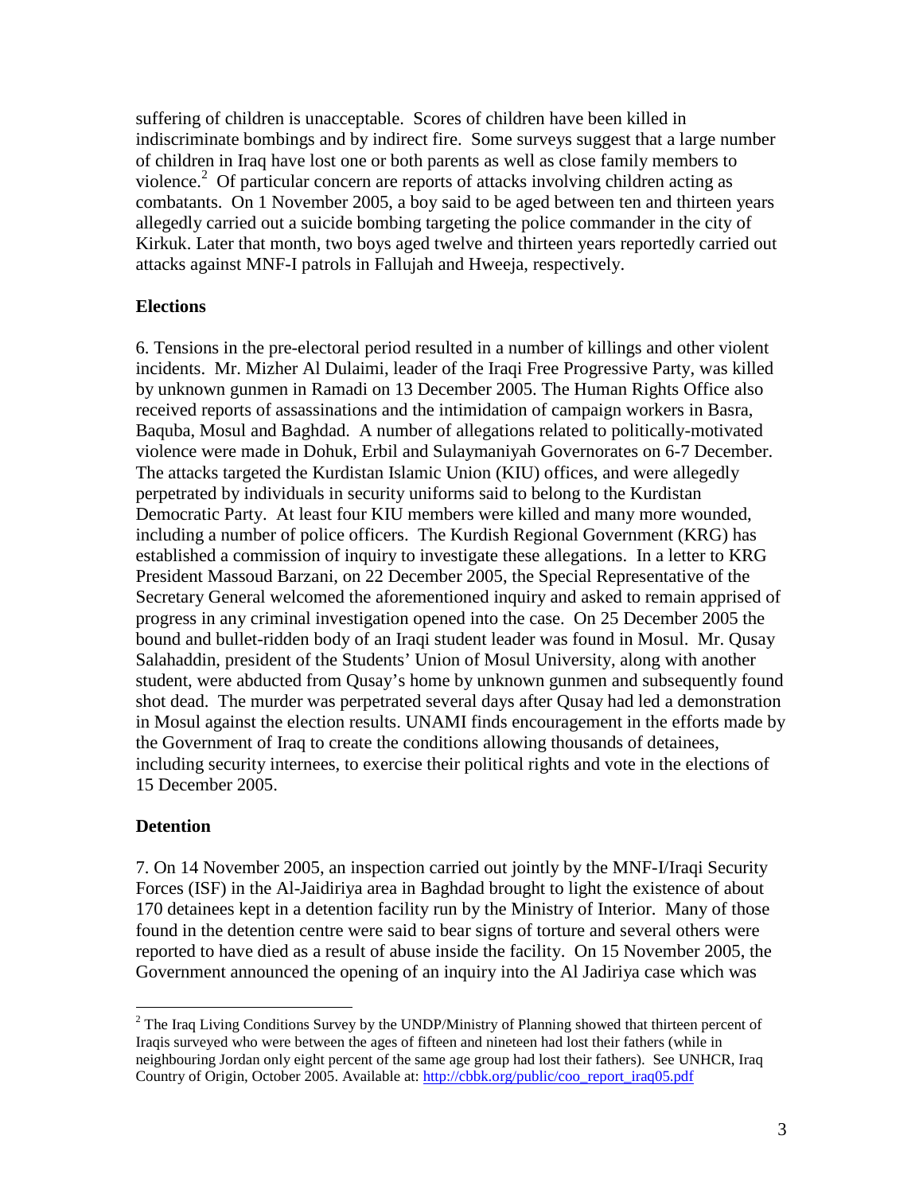suffering of children is unacceptable. Scores of children have been killed in indiscriminate bombings and by indirect fire. Some surveys suggest that a large number of children in Iraq have lost one or both parents as well as close family members to violence.[2] Of particular concern are reports of attacks involving children acting as combatants. On 1 November 2005, a boy said to be aged between ten and thirteen years allegedly carried out a suicide bombing targeting the police commander in the city of Kirkuk. Later that month, two boys aged twelve and thirteen years reportedly carried out attacks against MNF-I patrols in Fallujah and Hweeja, respectively.

## Elections

6. Tensions in the pre-electoral period resulted in a number of killings and other violent incidents. Mr. Mizher Al Dulaimi, leader of the Iraqi Free Progressive Party, was killed by unknown gunmen in Ramadi on 13 December 2005. The Human Rights Office also received reports of assassinations and the intimidation of campaign workers in Basra, Baquba, Mosul and Baghdad. A number of allegations related to politically-motivated violence were made in Dohuk, Erbil and Sulaymaniyah Governorates on 6-7 December. The attacks targeted the Kurdistan Islamic Union (KIU) offices, and were allegedly perpetrated by individuals in security uniforms said to belong to the Kurdistan Democratic Party. At least four KIU members were killed and many more wounded, including a number of police officers. The Kurdish Regional Government (KRG) has established a commission of inquiry to investigate these allegations. In a letter to KRG President Massoud Barzani, on 22 December 2005, the Special Representative of the Secretary General welcomed the aforementioned inquiry and asked to remain apprised of progress in any criminal investigation opened into the case. On 25 December 2005 the bound and bullet-ridden body of an Iraqi student leader was found in Mosul. Mr. Qusay Salahaddin, president of the Students' Union of Mosul University, along with another student, were abducted from Qusay's home by unknown gunmen and subsequently found shot dead. The murder was perpetrated several days after Qusay had led a demonstration in Mosul against the election results. UNAMI finds encouragement in the efforts made by the Government of Iraq to create the conditions allowing thousands of detainees, including security internees, to exercise their political rights and vote in the elections of 15 December 2005.

## Detention

7. On 14 November 2005, an inspection carried out jointly by the MNF-I/Iraqi Security Forces (ISF) in the Al-Jaidiriya area in Baghdad brought to light the existence of about 170 detainees kept in a detention facility run by the Ministry of Interior. Many of those found in the detention centre were said to bear signs of torture and several others were reported to have died as a result of abuse inside the facility. On 15 November 2005, the Government announced the opening of an inquiry into the Al Jadiriya case which was

---

[2] The Iraq Living Conditions Survey by the UNDP/Ministry of Planning showed that thirteen percent of Iraqis surveyed who were between the ages of fifteen and nineteen had lost their fathers (while in neighbouring Jordan only eight percent of the same age group had lost their fathers). See UNHCR, Iraq Country of Origin, October 2005. Available at: http://cbbk.org/public/coo_report_iraq05.pdf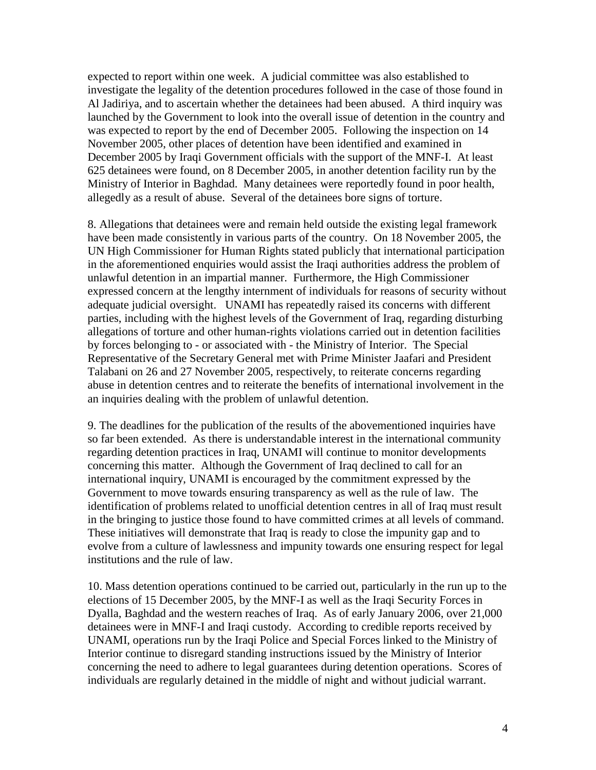expected to report within one week. A judicial committee was also established to investigate the legality of the detention procedures followed in the case of those found in Al Jadiriya, and to ascertain whether the detainees had been abused. A third inquiry was launched by the Government to look into the overall issue of detention in the country and was expected to report by the end of December 2005. Following the inspection on 14 November 2005, other places of detention have been identified and examined in December 2005 by Iraqi Government officials with the support of the MNF-I. At least 625 detainees were found, on 8 December 2005, in another detention facility run by the Ministry of Interior in Baghdad. Many detainees were reportedly found in poor health, allegedly as a result of abuse. Several of the detainees bore signs of torture.

8. Allegations that detainees were and remain held outside the existing legal framework have been made consistently in various parts of the country. On 18 November 2005, the UN High Commissioner for Human Rights stated publicly that international participation in the aforementioned enquiries would assist the Iraqi authorities address the problem of unlawful detention in an impartial manner. Furthermore, the High Commissioner expressed concern at the lengthy internment of individuals for reasons of security without adequate judicial oversight. UNAMI has repeatedly raised its concerns with different parties, including with the highest levels of the Government of Iraq, regarding disturbing allegations of torture and other human-rights violations carried out in detention facilities by forces belonging to - or associated with - the Ministry of Interior. The Special Representative of the Secretary General met with Prime Minister Jaafari and President Talabani on 26 and 27 November 2005, respectively, to reiterate concerns regarding abuse in detention centres and to reiterate the benefits of international involvement in the an inquiries dealing with the problem of unlawful detention.

9. The deadlines for the publication of the results of the abovementioned inquiries have so far been extended. As there is understandable interest in the international community regarding detention practices in Iraq, UNAMI will continue to monitor developments concerning this matter. Although the Government of Iraq declined to call for an international inquiry, UNAMI is encouraged by the commitment expressed by the Government to move towards ensuring transparency as well as the rule of law. The identification of problems related to unofficial detention centres in all of Iraq must result in the bringing to justice those found to have committed crimes at all levels of command. These initiatives will demonstrate that Iraq is ready to close the impunity gap and to evolve from a culture of lawlessness and impunity towards one ensuring respect for legal institutions and the rule of law.

10. Mass detention operations continued to be carried out, particularly in the run up to the elections of 15 December 2005, by the MNF-I as well as the Iraqi Security Forces in Dyalla, Baghdad and the western reaches of Iraq. As of early January 2006, over 21,000 detainees were in MNF-I and Iraqi custody. According to credible reports received by UNAMI, operations run by the Iraqi Police and Special Forces linked to the Ministry of Interior continue to disregard standing instructions issued by the Ministry of Interior concerning the need to adhere to legal guarantees during detention operations. Scores of individuals are regularly detained in the middle of night and without judicial warrant.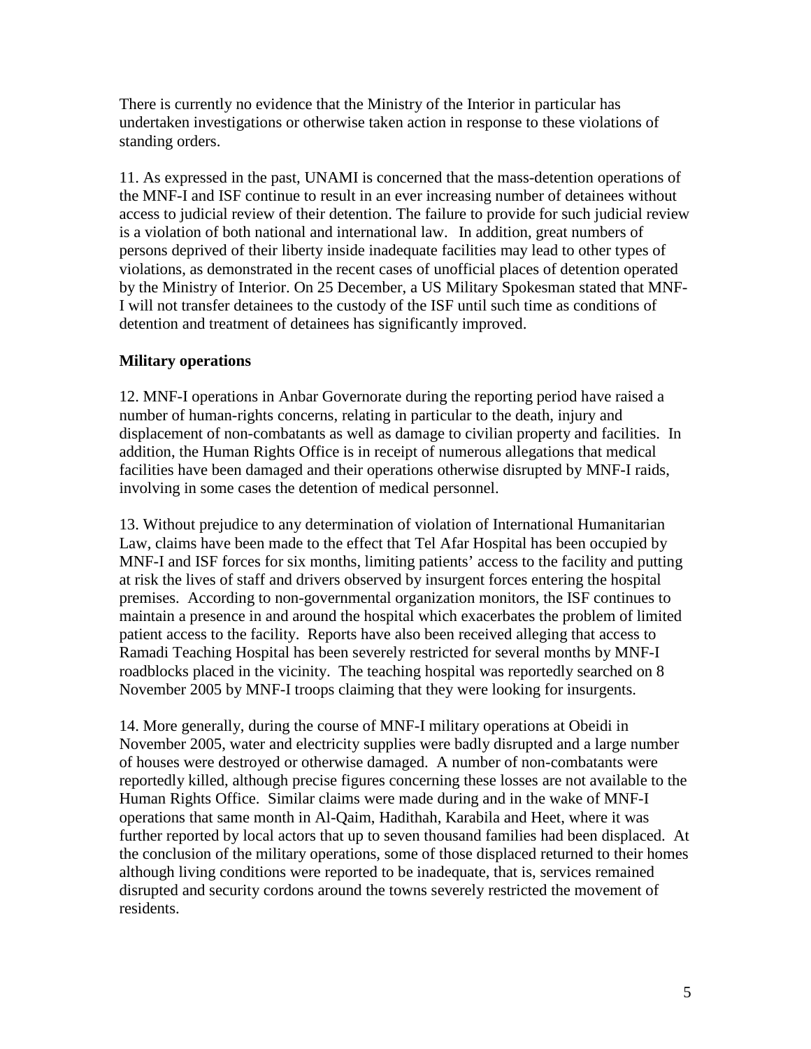There is currently no evidence that the Ministry of the Interior in particular has undertaken investigations or otherwise taken action in response to these violations of standing orders.

11. As expressed in the past, UNAMI is concerned that the mass-detention operations of the MNF-I and ISF continue to result in an ever increasing number of detainees without access to judicial review of their detention. The failure to provide for such judicial review is a violation of both national and international law. In addition, great numbers of persons deprived of their liberty inside inadequate facilities may lead to other types of violations, as demonstrated in the recent cases of unofficial places of detention operated by the Ministry of Interior. On 25 December, a US Military Spokesman stated that MNF-I will not transfer detainees to the custody of the ISF until such time as conditions of detention and treatment of detainees has significantly improved.

**Military operations**

12. MNF-I operations in Anbar Governorate during the reporting period have raised a number of human-rights concerns, relating in particular to the death, injury and displacement of non-combatants as well as damage to civilian property and facilities. In addition, the Human Rights Office is in receipt of numerous allegations that medical facilities have been damaged and their operations otherwise disrupted by MNF-I raids, involving in some cases the detention of medical personnel.

13. Without prejudice to any determination of violation of International Humanitarian Law, claims have been made to the effect that Tel Afar Hospital has been occupied by MNF-I and ISF forces for six months, limiting patients' access to the facility and putting at risk the lives of staff and drivers observed by insurgent forces entering the hospital premises. According to non-governmental organization monitors, the ISF continues to maintain a presence in and around the hospital which exacerbates the problem of limited patient access to the facility. Reports have also been received alleging that access to Ramadi Teaching Hospital has been severely restricted for several months by MNF-I roadblocks placed in the vicinity. The teaching hospital was reportedly searched on 8 November 2005 by MNF-I troops claiming that they were looking for insurgents.

14. More generally, during the course of MNF-I military operations at Obeidi in November 2005, water and electricity supplies were badly disrupted and a large number of houses were destroyed or otherwise damaged. A number of non-combatants were reportedly killed, although precise figures concerning these losses are not available to the Human Rights Office. Similar claims were made during and in the wake of MNF-I operations that same month in Al-Qaim, Hadithah, Karabila and Heet, where it was further reported by local actors that up to seven thousand families had been displaced. At the conclusion of the military operations, some of those displaced returned to their homes although living conditions were reported to be inadequate, that is, services remained disrupted and security cordons around the towns severely restricted the movement of residents.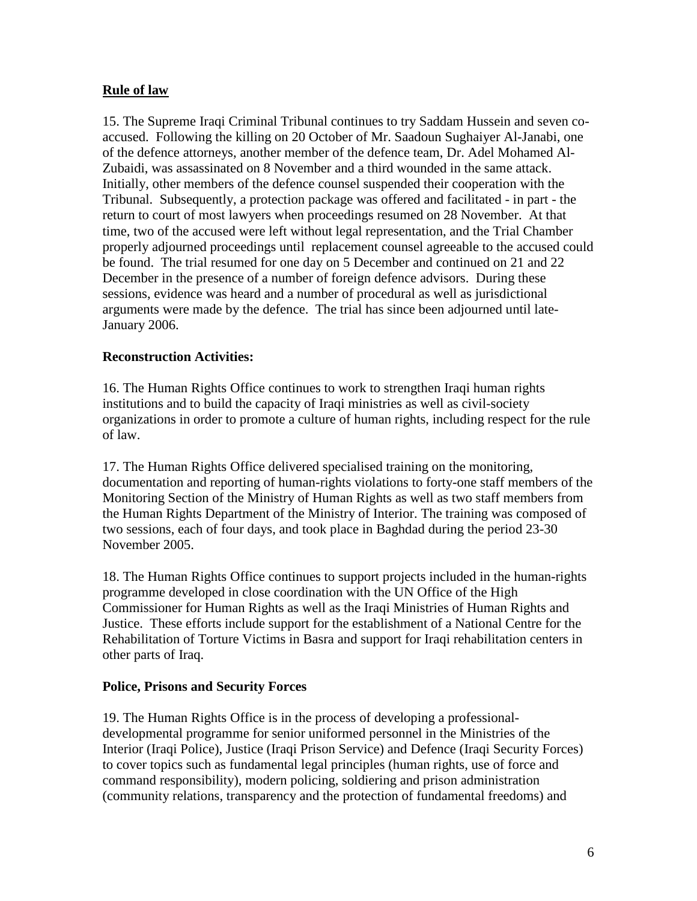## Rule of law

15. The Supreme Iraqi Criminal Tribunal continues to try Saddam Hussein and seven co-accused. Following the killing on 20 October of Mr. Saadoun Sughaiyer Al-Janabi, one of the defence attorneys, another member of the defence team, Dr. Adel Mohamed Al-Zubaidi, was assassinated on 8 November and a third wounded in the same attack. Initially, other members of the defence counsel suspended their cooperation with the Tribunal. Subsequently, a protection package was offered and facilitated - in part - the return to court of most lawyers when proceedings resumed on 28 November. At that time, two of the accused were left without legal representation, and the Trial Chamber properly adjourned proceedings until replacement counsel agreeable to the accused could be found. The trial resumed for one day on 5 December and continued on 21 and 22 December in the presence of a number of foreign defence advisors. During these sessions, evidence was heard and a number of procedural as well as jurisdictional arguments were made by the defence. The trial has since been adjourned until late-January 2006.

## Reconstruction Activities:

16. The Human Rights Office continues to work to strengthen Iraqi human rights institutions and to build the capacity of Iraqi ministries as well as civil-society organizations in order to promote a culture of human rights, including respect for the rule of law.

17. The Human Rights Office delivered specialised training on the monitoring, documentation and reporting of human-rights violations to forty-one staff members of the Monitoring Section of the Ministry of Human Rights as well as two staff members from the Human Rights Department of the Ministry of Interior. The training was composed of two sessions, each of four days, and took place in Baghdad during the period 23-30 November 2005.

18. The Human Rights Office continues to support projects included in the human-rights programme developed in close coordination with the UN Office of the High Commissioner for Human Rights as well as the Iraqi Ministries of Human Rights and Justice. These efforts include support for the establishment of a National Centre for the Rehabilitation of Torture Victims in Basra and support for Iraqi rehabilitation centers in other parts of Iraq.

## Police, Prisons and Security Forces

19. The Human Rights Office is in the process of developing a professional-developmental programme for senior uniformed personnel in the Ministries of the Interior (Iraqi Police), Justice (Iraqi Prison Service) and Defence (Iraqi Security Forces) to cover topics such as fundamental legal principles (human rights, use of force and command responsibility), modern policing, soldiering and prison administration (community relations, transparency and the protection of fundamental freedoms) and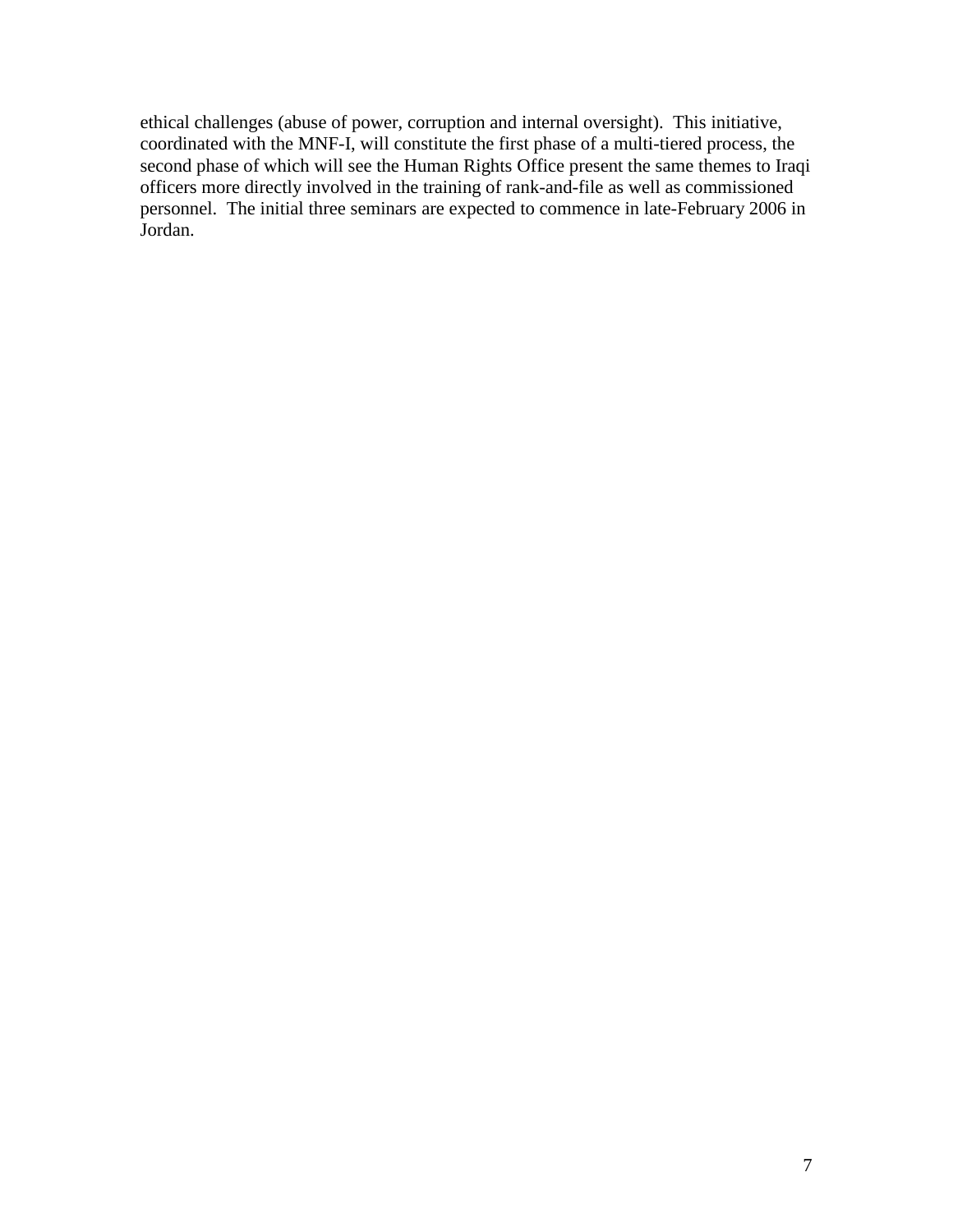ethical challenges (abuse of power, corruption and internal oversight). This initiative, coordinated with the MNF-I, will constitute the first phase of a multi-tiered process, the second phase of which will see the Human Rights Office present the same themes to Iraqi officers more directly involved in the training of rank-and-file as well as commissioned personnel. The initial three seminars are expected to commence in late-February 2006 in Jordan.